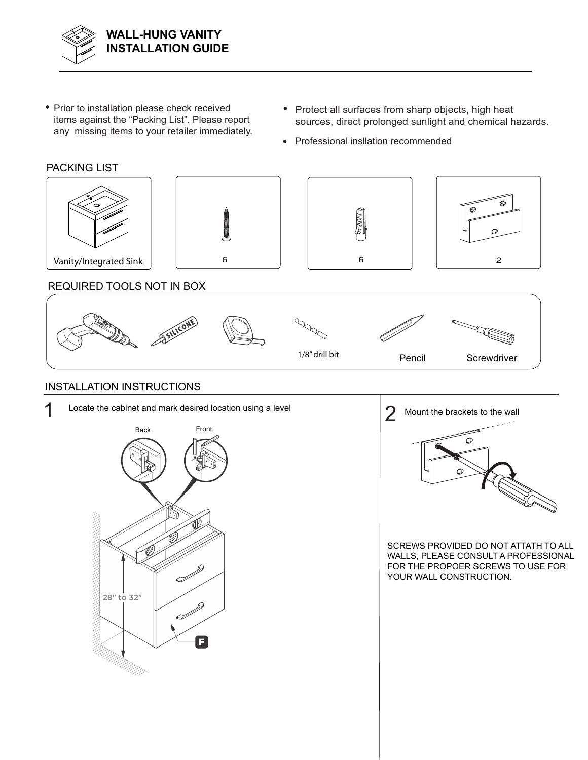# WALL-HUNG VANITY INSTALLATION GUIDE

- Prior to installation please check received items against the "Packing List". Please report any missing items to your retailer immediately.
- Protect all surfaces from sharp objects, high heat sources, direct prolonged sunlight and chemical hazards.
- Professional insllation recommended

## PACKING LIST

Vanity/Integrated Sink

6

6

2

## REQUIRED TOOLS NOT IN BOX

1/8" drill bit

Pencil

Screwdriver

## INSTALLATION INSTRUCTIONS

**1** Locate the cabinet and mark desired location using a level

Back

Front

28" to 32"

F

**2** Mount the brackets to the wall

SCREWS PROVIDED DO NOT ATTATH TO ALL WALLS, PLEASE CONSULT A PROFESSIONAL FOR THE PROPOER SCREWS TO USE FOR YOUR WALL CONSTRUCTION.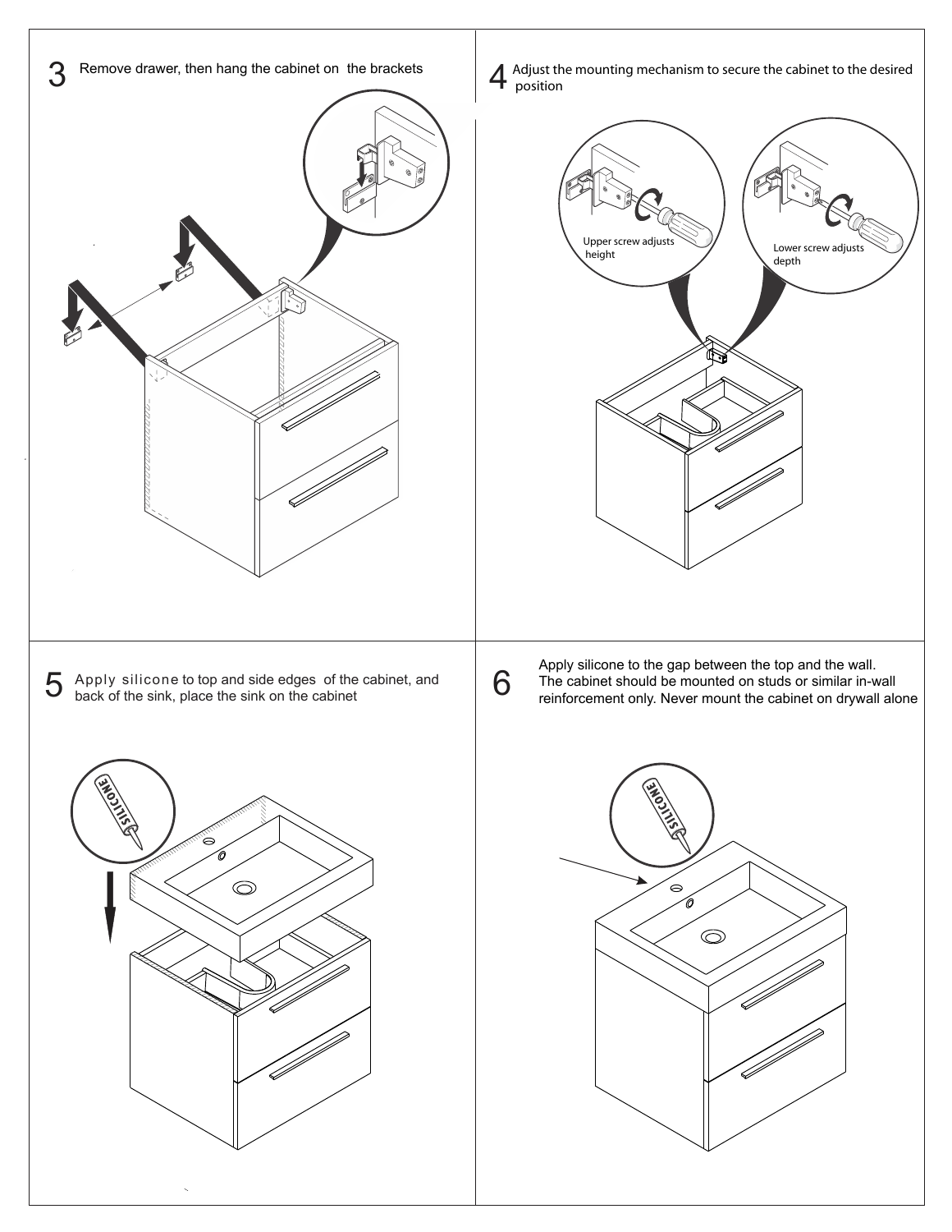3 Remove drawer, then hang the cabinet on the brackets

4 Adjust the mounting mechanism to secure the cabinet to the desired position

Upper screw adjusts height

Lower screw adjusts depth

5 Apply silicone to top and side edges of the cabinet, and back of the sink, place the sink on the cabinet

SILICONE

6 Apply silicone to the gap between the top and the wall. The cabinet should be mounted on studs or similar in-wall reinforcement only. Never mount the cabinet on drywall alone

SILICONE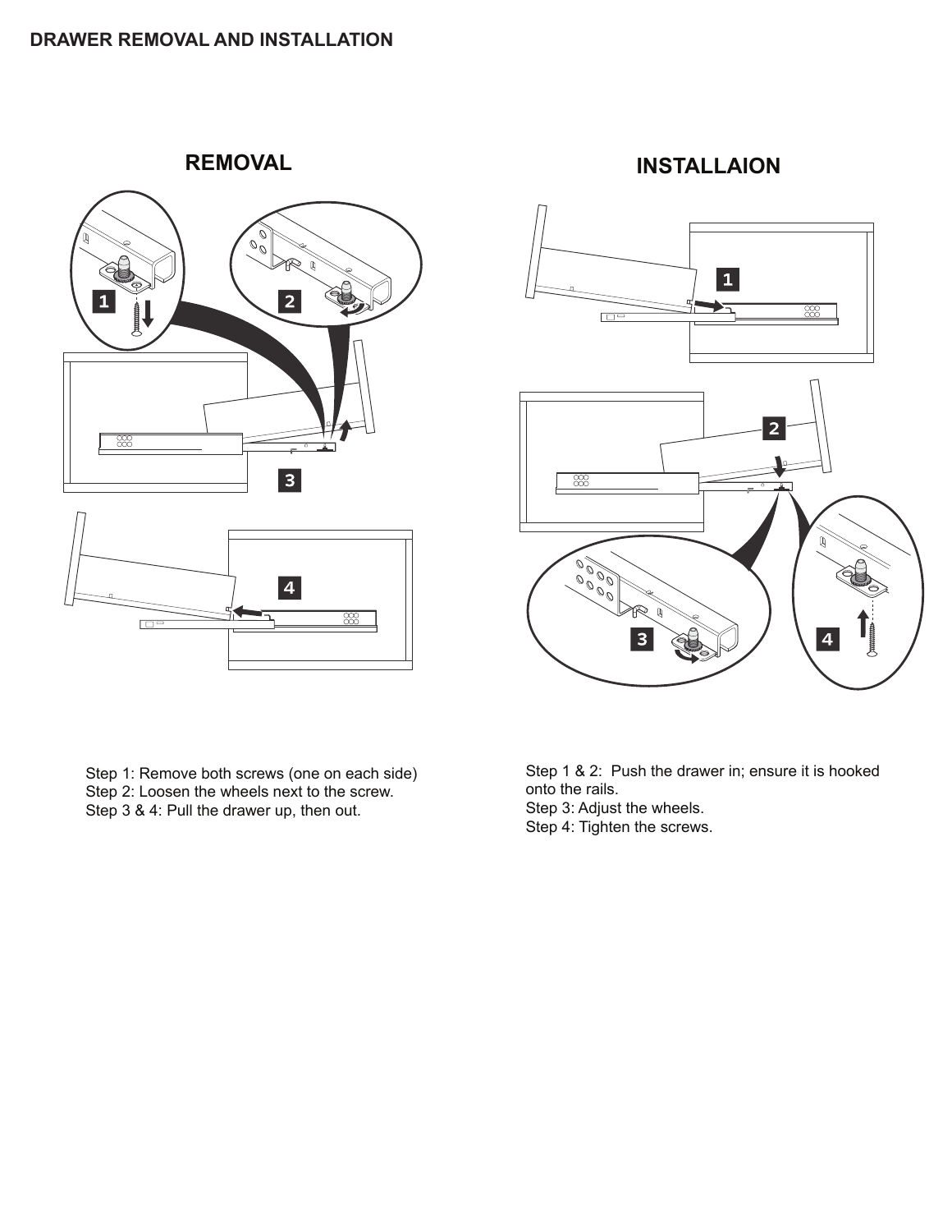# DRAWER REMOVAL AND INSTALLATION

## REMOVAL

1

2

3

4

Step 1: Remove both screws (one on each side)
Step 2: Loosen the wheels next to the screw.
Step 3 & 4: Pull the drawer up, then out.

## INSTALLAION

1

2

3

4

Step 1 & 2: Push the drawer in; ensure it is hooked onto the rails.
Step 3: Adjust the wheels.
Step 4: Tighten the screws.